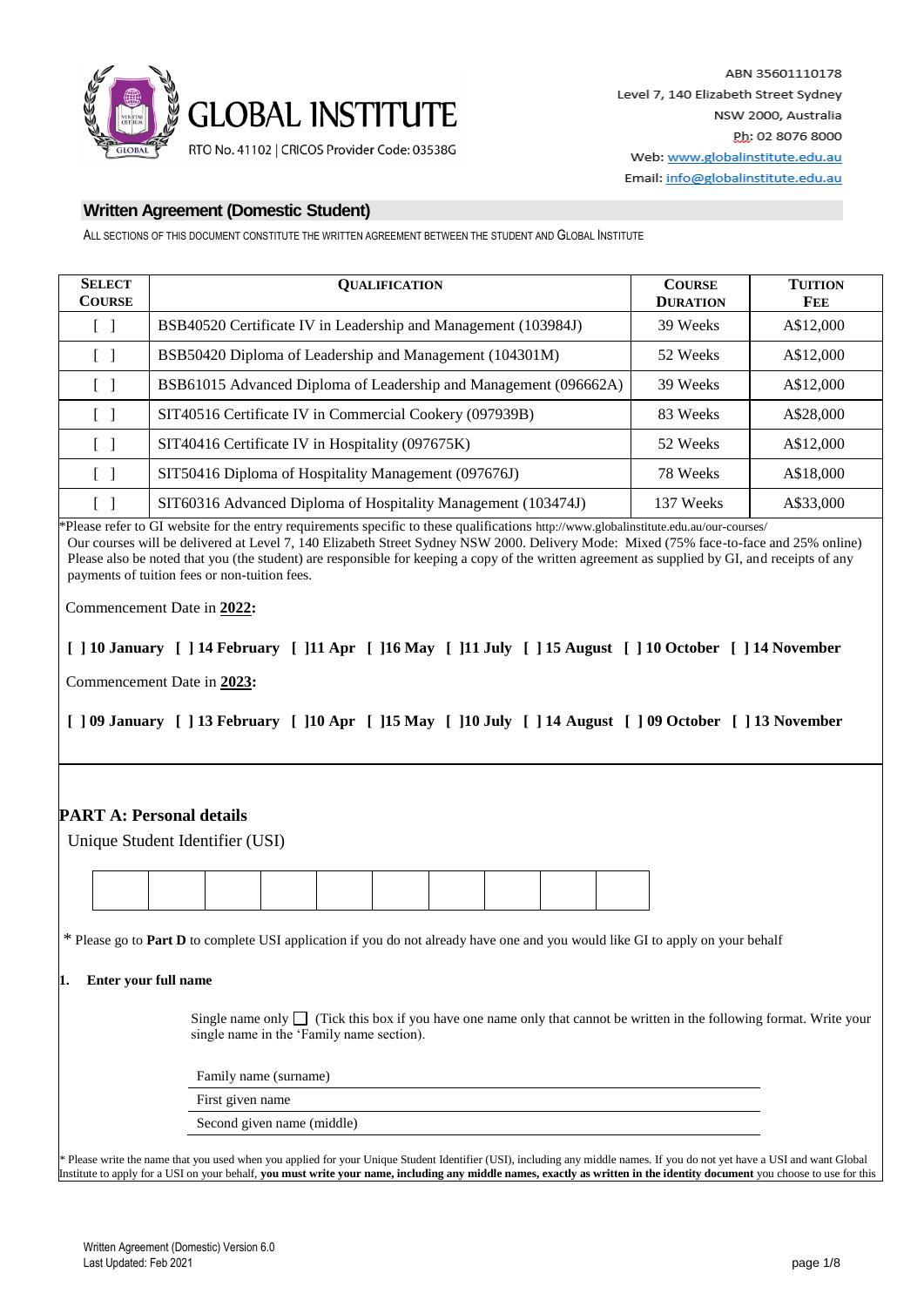GLOBAL INSTITUTE

RTO No. 41102 | CRICOS Provider Code: 03538G

ABN 35601110178
Level 7, 140 Elizabeth Street Sydney
NSW 2000, Australia
Ph: 02 8076 8000
Web: www.globalinstitute.edu.au
Email: info@globalinstitute.edu.au

## Written Agreement (Domestic Student)

ALL SECTIONS OF THIS DOCUMENT CONSTITUTE THE WRITTEN AGREEMENT BETWEEN THE STUDENT AND GLOBAL INSTITUTE

| SELECT COURSE | QUALIFICATION | COURSE DURATION | TUITION FEE |
|---|---|---|---|
| [ ] | BSB40520 Certificate IV in Leadership and Management (103984J) | 39 Weeks | A$12,000 |
| [ ] | BSB50420 Diploma of Leadership and Management (104301M) | 52 Weeks | A$12,000 |
| [ ] | BSB61015 Advanced Diploma of Leadership and Management (096662A) | 39 Weeks | A$12,000 |
| [ ] | SIT40516 Certificate IV in Commercial Cookery (097939B) | 83 Weeks | A$28,000 |
| [ ] | SIT40416 Certificate IV in Hospitality (097675K) | 52 Weeks | A$12,000 |
| [ ] | SIT50416 Diploma of Hospitality Management (097676J) | 78 Weeks | A$18,000 |
| [ ] | SIT60316 Advanced Diploma of Hospitality Management (103474J) | 137 Weeks | A$33,000 |

*Please refer to GI website for the entry requirements specific to these qualifications http://www.globalinstitute.edu.au/our-courses/
Our courses will be delivered at Level 7, 140 Elizabeth Street Sydney NSW 2000. Delivery Mode: Mixed (75% face-to-face and 25% online)
Please also be noted that you (the student) are responsible for keeping a copy of the written agreement as supplied by GI, and receipts of any payments of tuition fees or non-tuition fees.

Commencement Date in **2022:**

**[ ] 10 January [ ] 14 February [ ]11 Apr [ ]16 May [ ]11 July [ ] 15 August [ ] 10 October [ ] 14 November**

Commencement Date in **2023:**

**[ ] 09 January [ ] 13 February [ ]10 Apr [ ]15 May [ ]10 July [ ] 14 August [ ] 09 October [ ] 13 November**

## PART A: Personal details

Unique Student Identifier (USI)

| | | | | | | | | | |
|---|---|---|---|---|---|---|---|---|---|
| | | | | | | | | | |

\* Please go to **Part D** to complete USI application if you do not already have one and you would like GI to apply on your behalf

**1. Enter your full name**

Single name only ☐ (Tick this box if you have one name only that cannot be written in the following format. Write your single name in the 'Family name section).

Family name (surname) ______________________________

First given name ______________________________

Second given name (middle) ______________________________

\* Please write the name that you used when you applied for your Unique Student Identifier (USI), including any middle names. If you do not yet have a USI and want Global Institute to apply for a USI on your behalf, **you must write your name, including any middle names, exactly as written in the identity document** you choose to use for this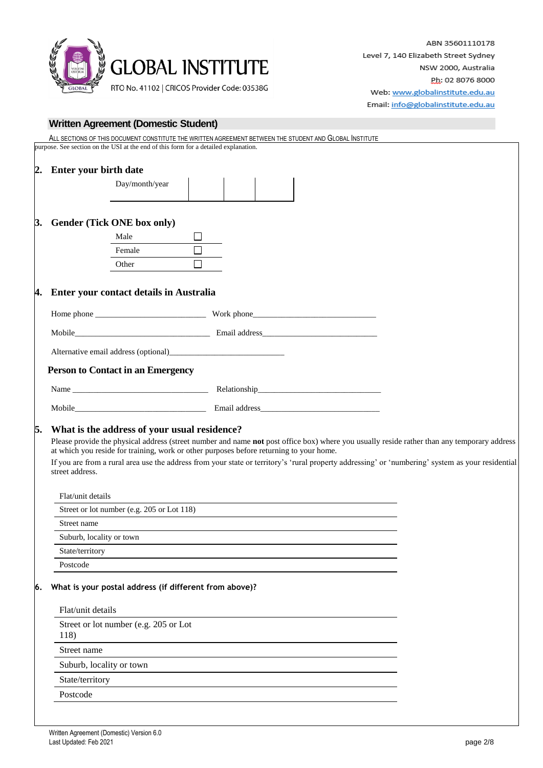## Written Agreement (Domestic Student)

ALL SECTIONS OF THIS DOCUMENT CONSTITUTE THE WRITTEN AGREEMENT BETWEEN THE STUDENT AND GLOBAL INSTITUTE

purpose. See section on the USI at the end of this form for a detailed explanation.

### 2. Enter your birth date

| Day/month/year | | | |
|---|---|---|---|

### 3. Gender (Tick ONE box only)

| | |
|---|---|
| Male | ☐ |
| Female | ☐ |
| Other | ☐ |

### 4. Enter your contact details in Australia

Home phone ___________________________ Work phone______________________________

Mobile_________________________________ Email address____________________________

Alternative email address (optional)____________________________

#### Person to Contact in an Emergency

Name _________________________________ Relationship_____________________________

Mobile________________________________ Email address_____________________________

### 5. What is the address of your usual residence?

Please provide the physical address (street number and name **not** post office box) where you usually reside rather than any temporary address at which you reside for training, work or other purposes before returning to your home.

If you are from a rural area use the address from your state or territory's 'rural property addressing' or 'numbering' system as your residential street address.

| | |
|---|---|
| Flat/unit details | |
| Street or lot number (e.g. 205 or Lot 118) | |
| Street name | |
| Suburb, locality or town | |
| State/territory | |
| Postcode | |

### 6. What is your postal address (if different from above)?

| | |
|---|---|
| Flat/unit details | |
| Street or lot number (e.g. 205 or Lot 118) | |
| Street name | |
| Suburb, locality or town | |
| State/territory | |
| Postcode | |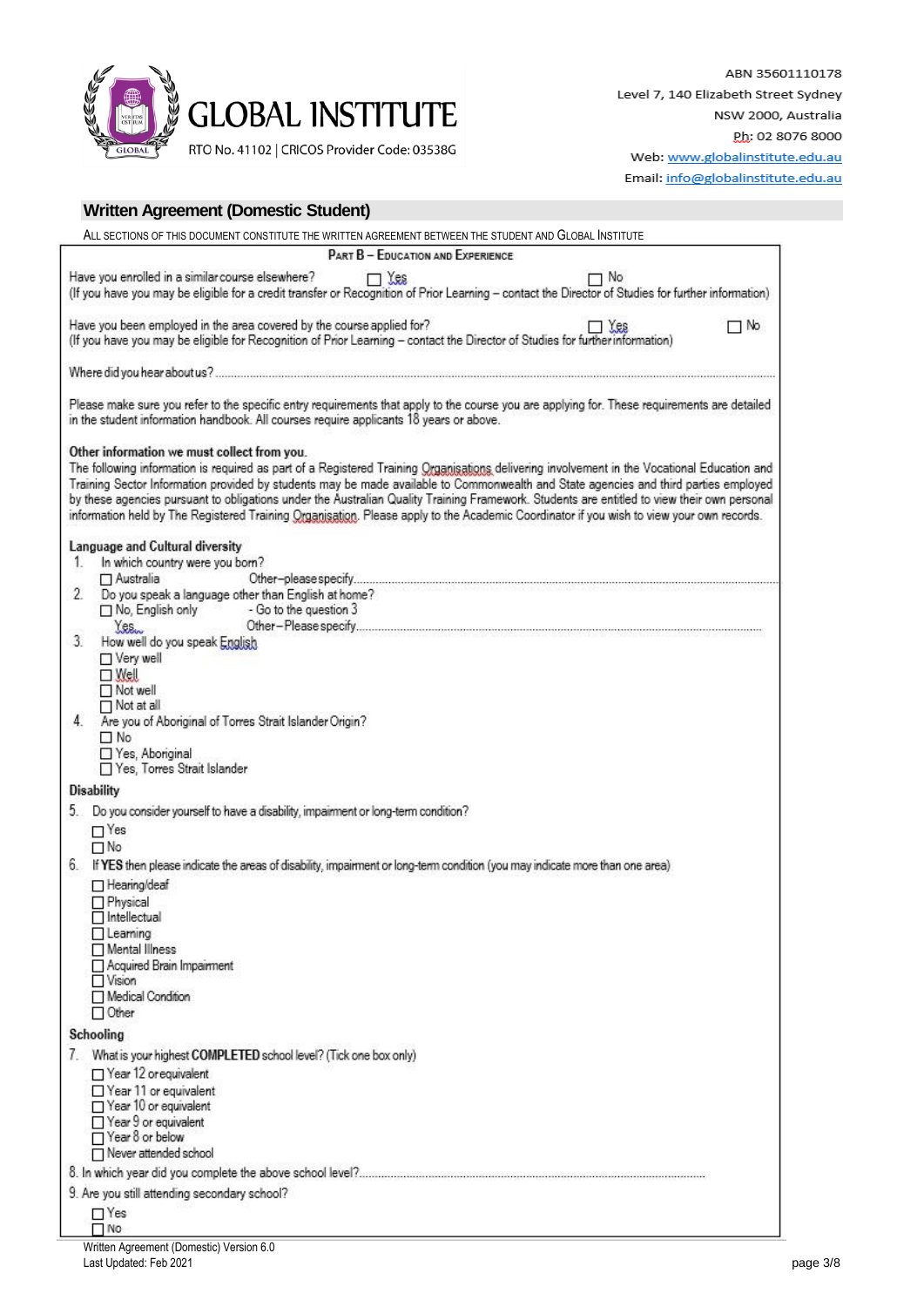GLOBAL INSTITUTE

RTO No. 41102 | CRICOS Provider Code: 03538G

ABN 35601110178
Level 7, 140 Elizabeth Street Sydney
NSW 2000, Australia
Ph: 02 8076 8000
Web: www.globalinstitute.edu.au
Email: info@globalinstitute.edu.au

## Written Agreement (Domestic Student)

ALL SECTIONS OF THIS DOCUMENT CONSTITUTE THE WRITTEN AGREEMENT BETWEEN THE STUDENT AND GLOBAL INSTITUTE

### PART B – EDUCATION AND EXPERIENCE

Have you enrolled in a similar course elsewhere? ☐ Yes ☐ No
(If you have you may be eligible for a credit transfer or Recognition of Prior Learning – contact the Director of Studies for further information)

Have you been employed in the area covered by the course applied for? ☐ Yes ☐ No
(If you have you may be eligible for Recognition of Prior Learning – contact the Director of Studies for further information)

Where did you hear about us? ..................................................................................................

Please make sure you refer to the specific entry requirements that apply to the course you are applying for. These requirements are detailed in the student information handbook. All courses require applicants 18 years or above.

**Other information we must collect from you.**
The following information is required as part of a Registered Training Organisations delivering involvement in the Vocational Education and Training Sector Information provided by students may be made available to Commonwealth and State agencies and third parties employed by these agencies pursuant to obligations under the Australian Quality Training Framework. Students are entitled to view their own personal information held by The Registered Training Organisation. Please apply to the Academic Coordinator if you wish to view your own records.

**Language and Cultural diversity**

1. In which country were you born?
   - ☐ Australia    Other–please specify..................................................
2. Do you speak a language other than English at home?
   - ☐ No, English only    - Go to the question 3
   - Yes    Other–Please specify..................................................
3. How well do you speak English
   - ☐ Very well
   - ☐ Well
   - ☐ Not well
   - ☐ Not at all
4. Are you of Aboriginal of Torres Strait Islander Origin?
   - ☐ No
   - ☐ Yes, Aboriginal
   - ☐ Yes, Torres Strait Islander

**Disability**

5. Do you consider yourself to have a disability, impairment or long-term condition?
   - ☐ Yes
   - ☐ No
6. If **YES** then please indicate the areas of disability, impairment or long-term condition (you may indicate more than one area)
   - ☐ Hearing/deaf
   - ☐ Physical
   - ☐ Intellectual
   - ☐ Learning
   - ☐ Mental Illness
   - ☐ Acquired Brain Impairment
   - ☐ Vision
   - ☐ Medical Condition
   - ☐ Other

**Schooling**

7. What is your highest **COMPLETED** school level? (Tick one box only)
   - ☐ Year 12 or equivalent
   - ☐ Year 11 or equivalent
   - ☐ Year 10 or equivalent
   - ☐ Year 9 or equivalent
   - ☐ Year 8 or below
   - ☐ Never attended school
8. In which year did you complete the above school level?..................................................
9. Are you still attending secondary school?
   - ☐ Yes
   - ☐ No

Written Agreement (Domestic) Version 6.0
Last Updated: Feb 2021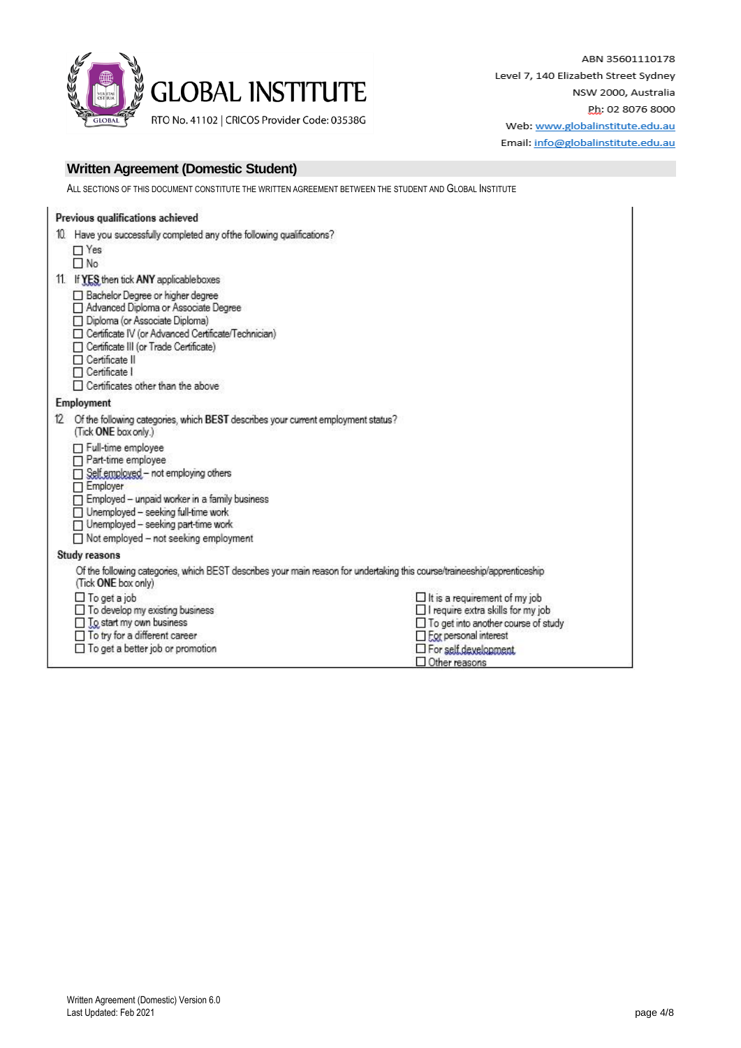GLOBAL INSTITUTE

RTO No. 41102 | CRICOS Provider Code: 03538G

ABN 35601110178
Level 7, 140 Elizabeth Street Sydney
NSW 2000, Australia
Ph: 02 8076 8000
Web: www.globalinstitute.edu.au
Email: info@globalinstitute.edu.au

## Written Agreement (Domestic Student)

ALL SECTIONS OF THIS DOCUMENT CONSTITUTE THE WRITTEN AGREEMENT BETWEEN THE STUDENT AND GLOBAL INSTITUTE

### Previous qualifications achieved

10. Have you successfully completed any of the following qualifications?
    - ☐ Yes
    - ☐ No
11. If **YES** then tick **ANY** applicable boxes
    - ☐ Bachelor Degree or higher degree
    - ☐ Advanced Diploma or Associate Degree
    - ☐ Diploma (or Associate Diploma)
    - ☐ Certificate IV (or Advanced Certificate/Technician)
    - ☐ Certificate III (or Trade Certificate)
    - ☐ Certificate II
    - ☐ Certificate I
    - ☐ Certificates other than the above

### Employment

12. Of the following categories, which **BEST** describes your current employment status? (Tick **ONE** box only.)
    - ☐ Full-time employee
    - ☐ Part-time employee
    - ☐ Self employed – not employing others
    - ☐ Employer
    - ☐ Employed – unpaid worker in a family business
    - ☐ Unemployed – seeking full-time work
    - ☐ Unemployed – seeking part-time work
    - ☐ Not employed – not seeking employment

### Study reasons

Of the following categories, which BEST describes your main reason for undertaking this course/traineeship/apprenticeship (Tick **ONE** box only)

- ☐ To get a job
- ☐ To develop my existing business
- ☐ To start my own business
- ☐ To try for a different career
- ☐ To get a better job or promotion
- ☐ It is a requirement of my job
- ☐ I require extra skills for my job
- ☐ To get into another course of study
- ☐ For personal interest
- ☐ For self development
- ☐ Other reasons

Written Agreement (Domestic) Version 6.0
Last Updated: Feb 2021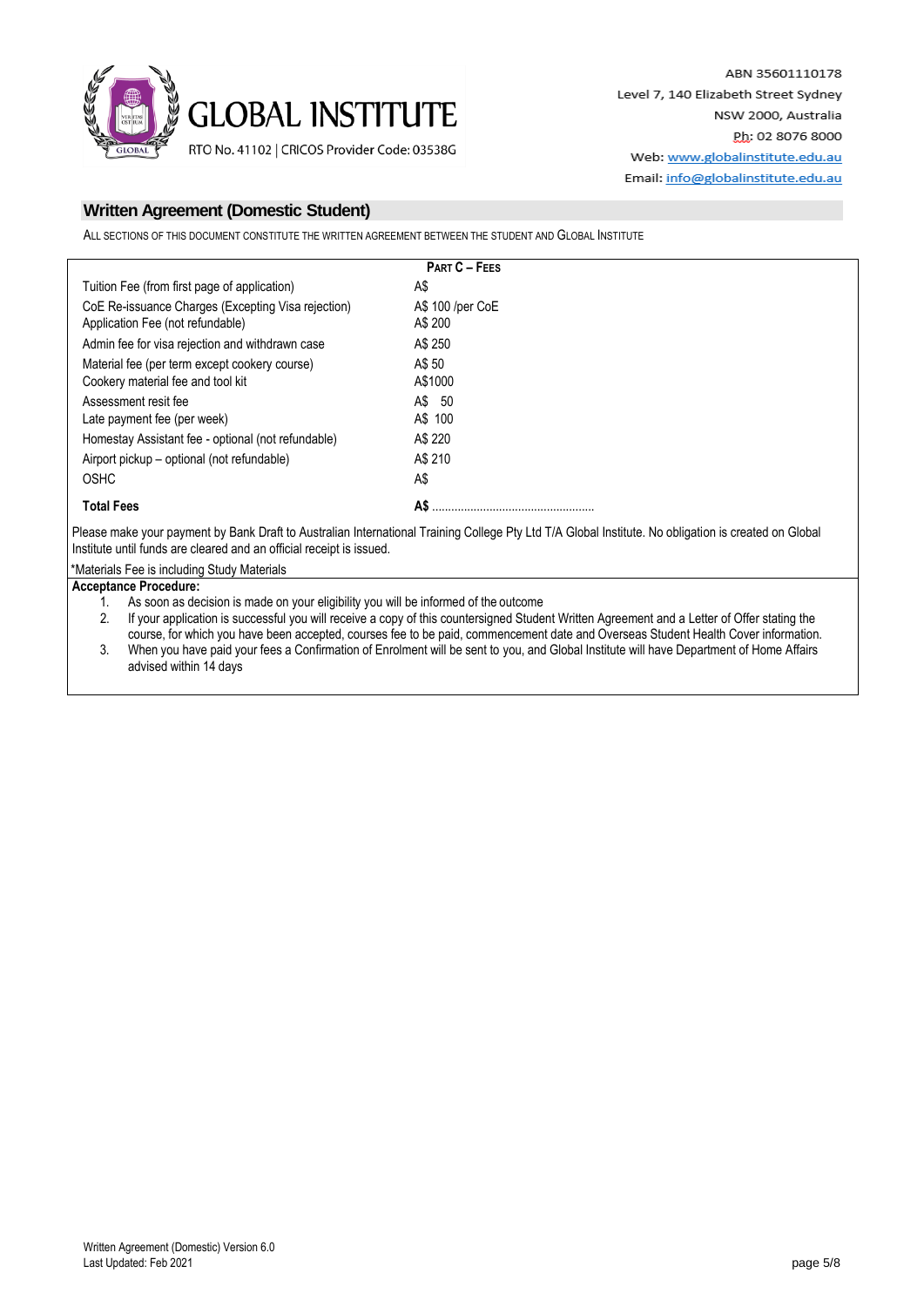**GLOBAL INSTITUTE**

RTO No. 41102 | CRICOS Provider Code: 03538G

ABN 35601110178
Level 7, 140 Elizabeth Street Sydney
NSW 2000, Australia
Ph: 02 8076 8000
Web: www.globalinstitute.edu.au
Email: info@globalinstitute.edu.au

## Written Agreement (Domestic Student)

ALL SECTIONS OF THIS DOCUMENT CONSTITUTE THE WRITTEN AGREEMENT BETWEEN THE STUDENT AND GLOBAL INSTITUTE

| | PART C – FEES |
|---|---|
| Tuition Fee (from first page of application) | A$ |
| CoE Re-issuance Charges (Excepting Visa rejection) | A$ 100 /per CoE |
| Application Fee (not refundable) | A$ 200 |
| Admin fee for visa rejection and withdrawn case | A$ 250 |
| Material fee (per term except cookery course) | A$ 50 |
| Cookery material fee and tool kit | A$1000 |
| Assessment resit fee | A$ 50 |
| Late payment fee (per week) | A$ 100 |
| Homestay Assistant fee - optional (not refundable) | A$ 220 |
| Airport pickup – optional (not refundable) | A$ 210 |
| OSHC | A$ |
| **Total Fees** | **A$** ................................................... |

Please make your payment by Bank Draft to Australian International Training College Pty Ltd T/A Global Institute. No obligation is created on Global Institute until funds are cleared and an official receipt is issued.

*Materials Fee is including Study Materials

**Acceptance Procedure:**

1. As soon as decision is made on your eligibility you will be informed of the outcome
2. If your application is successful you will receive a copy of this countersigned Student Written Agreement and a Letter of Offer stating the course, for which you have been accepted, courses fee to be paid, commencement date and Overseas Student Health Cover information.
3. When you have paid your fees a Confirmation of Enrolment will be sent to you, and Global Institute will have Department of Home Affairs advised within 14 days

Written Agreement (Domestic) Version 6.0
Last Updated: Feb 2021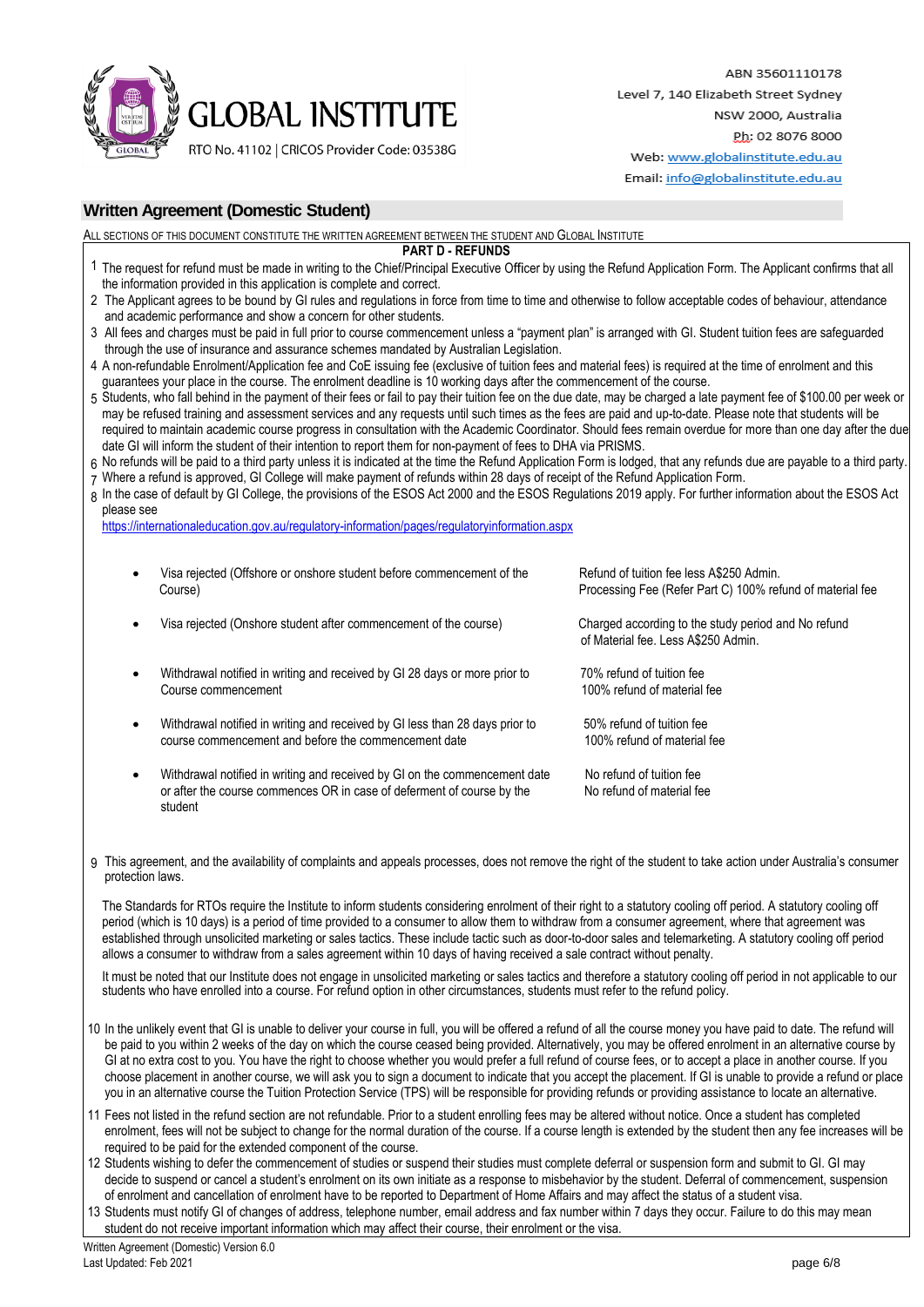GLOBAL INSTITUTE

RTO No. 41102 | CRICOS Provider Code: 03538G

ABN 35601110178
Level 7, 140 Elizabeth Street Sydney
NSW 2000, Australia
Ph: 02 8076 8000
Web: www.globalinstitute.edu.au
Email: info@globalinstitute.edu.au

## Written Agreement (Domestic Student)

ALL SECTIONS OF THIS DOCUMENT CONSTITUTE THE WRITTEN AGREEMENT BETWEEN THE STUDENT AND GLOBAL INSTITUTE

### PART D - REFUNDS

1. The request for refund must be made in writing to the Chief/Principal Executive Officer by using the Refund Application Form. The Applicant confirms that all the information provided in this application is complete and correct.
2. The Applicant agrees to be bound by GI rules and regulations in force from time to time and otherwise to follow acceptable codes of behaviour, attendance and academic performance and show a concern for other students.
3. All fees and charges must be paid in full prior to course commencement unless a "payment plan" is arranged with GI. Student tuition fees are safeguarded through the use of insurance and assurance schemes mandated by Australian Legislation.
4. A non-refundable Enrolment/Application fee and CoE issuing fee (exclusive of tuition fees and material fees) is required at the time of enrolment and this guarantees your place in the course. The enrolment deadline is 10 working days after the commencement of the course.
5. Students, who fall behind in the payment of their fees or fail to pay their tuition fee on the due date, may be charged a late payment fee of $100.00 per week or may be refused training and assessment services and any requests until such times as the fees are paid and up-to-date. Please note that students will be required to maintain academic course progress in consultation with the Academic Coordinator. Should fees remain overdue for more than one day after the due date GI will inform the student of their intention to report them for non-payment of fees to DHA via PRISMS.
6. No refunds will be paid to a third party unless it is indicated at the time the Refund Application Form is lodged, that any refunds due are payable to a third party.
7. Where a refund is approved, GI College will make payment of refunds within 28 days of receipt of the Refund Application Form.
8. In the case of default by GI College, the provisions of the ESOS Act 2000 and the ESOS Regulations 2019 apply. For further information about the ESOS Act please see https://internationaleducation.gov.au/regulatory-information/pages/regulatoryinformation.aspx

| Circumstance | Refund |
|---|---|
| Visa rejected (Offshore or onshore student before commencement of the Course) | Refund of tuition fee less A$250 Admin. Processing Fee (Refer Part C) 100% refund of material fee |
| Visa rejected (Onshore student after commencement of the course) | Charged according to the study period and No refund of Material fee. Less A$250 Admin. |
| Withdrawal notified in writing and received by GI 28 days or more prior to Course commencement | 70% refund of tuition fee<br>100% refund of material fee |
| Withdrawal notified in writing and received by GI less than 28 days prior to course commencement and before the commencement date | 50% refund of tuition fee<br>100% refund of material fee |
| Withdrawal notified in writing and received by GI on the commencement date or after the course commences OR in case of deferment of course by the student | No refund of tuition fee<br>No refund of material fee |

9. This agreement, and the availability of complaints and appeals processes, does not remove the right of the student to take action under Australia's consumer protection laws.

   The Standards for RTOs require the Institute to inform students considering enrolment of their right to a statutory cooling off period. A statutory cooling off period (which is 10 days) is a period of time provided to a consumer to allow them to withdraw from a consumer agreement, where that agreement was established through unsolicited marketing or sales tactics. These include tactic such as door-to-door sales and telemarketing. A statutory cooling off period allows a consumer to withdraw from a sales agreement within 10 days of having received a sale contract without penalty.

   It must be noted that our Institute does not engage in unsolicited marketing or sales tactics and therefore a statutory cooling off period in not applicable to our students who have enrolled into a course. For refund option in other circumstances, students must refer to the refund policy.

10. In the unlikely event that GI is unable to deliver your course in full, you will be offered a refund of all the course money you have paid to date. The refund will be paid to you within 2 weeks of the day on which the course ceased being provided. Alternatively, you may be offered enrolment in an alternative course by GI at no extra cost to you. You have the right to choose whether you would prefer a full refund of course fees, or to accept a place in another course. If you choose placement in another course, we will ask you to sign a document to indicate that you accept the placement. If GI is unable to provide a refund or place you in an alternative course the Tuition Protection Service (TPS) will be responsible for providing refunds or providing assistance to locate an alternative.
11. Fees not listed in the refund section are not refundable. Prior to a student enrolling fees may be altered without notice. Once a student has completed enrolment, fees will not be subject to change for the normal duration of the course. If a course length is extended by the student then any fee increases will be required to be paid for the extended component of the course.
12. Students wishing to defer the commencement of studies or suspend their studies must complete deferral or suspension form and submit to GI. GI may decide to suspend or cancel a student's enrolment on its own initiate as a response to misbehavior by the student. Deferral of commencement, suspension of enrolment and cancellation of enrolment have to be reported to Department of Home Affairs and may affect the status of a student visa.
13. Students must notify GI of changes of address, telephone number, email address and fax number within 7 days they occur. Failure to do this may mean student do not receive important information which may affect their course, their enrolment or the visa.

Written Agreement (Domestic) Version 6.0
Last Updated: Feb 2021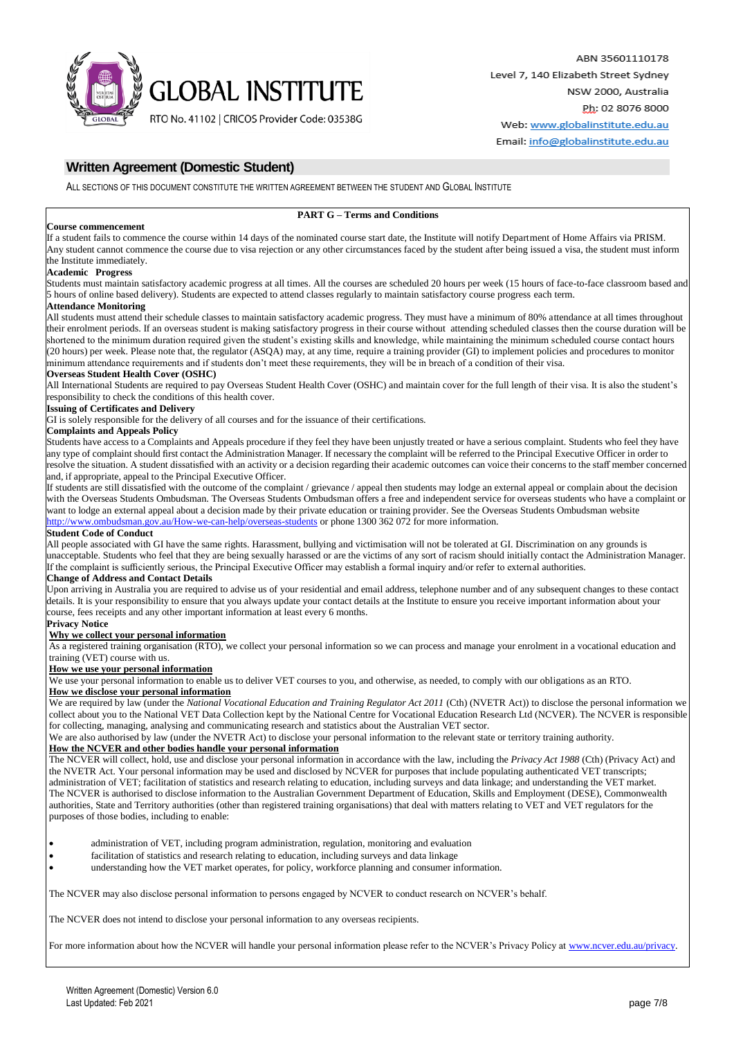GLOBAL INSTITUTE

RTO No. 41102 | CRICOS Provider Code: 03538G

ABN 35601110178
Level 7, 140 Elizabeth Street Sydney
NSW 2000, Australia
Ph: 02 8076 8000
Web: www.globalinstitute.edu.au
Email: info@globalinstitute.edu.au

## Written Agreement (Domestic Student)

ALL SECTIONS OF THIS DOCUMENT CONSTITUTE THE WRITTEN AGREEMENT BETWEEN THE STUDENT AND GLOBAL INSTITUTE

### PART G – Terms and Conditions

**Course commencement**

If a student fails to commence the course within 14 days of the nominated course start date, the Institute will notify Department of Home Affairs via PRISM. Any student cannot commence the course due to visa rejection or any other circumstances faced by the student after being issued a visa, the student must inform the Institute immediately.

**Academic Progress**

Students must maintain satisfactory academic progress at all times. All the courses are scheduled 20 hours per week (15 hours of face-to-face classroom based and 5 hours of online based delivery). Students are expected to attend classes regularly to maintain satisfactory course progress each term.

**Attendance Monitoring**

All students must attend their schedule classes to maintain satisfactory academic progress. They must have a minimum of 80% attendance at all times throughout their enrolment periods. If an overseas student is making satisfactory progress in their course without attending scheduled classes then the course duration will be shortened to the minimum duration required given the student's existing skills and knowledge, while maintaining the minimum scheduled course contact hours (20 hours) per week. Please note that, the regulator (ASQA) may, at any time, require a training provider (GI) to implement policies and procedures to monitor minimum attendance requirements and if students don't meet these requirements, they will be in breach of a condition of their visa.

**Overseas Student Health Cover (OSHC)**

All International Students are required to pay Overseas Student Health Cover (OSHC) and maintain cover for the full length of their visa. It is also the student's responsibility to check the conditions of this health cover.

**Issuing of Certificates and Delivery**

GI is solely responsible for the delivery of all courses and for the issuance of their certifications.

**Complaints and Appeals Policy**

Students have access to a Complaints and Appeals procedure if they feel they have been unjustly treated or have a serious complaint. Students who feel they have any type of complaint should first contact the Administration Manager. If necessary the complaint will be referred to the Principal Executive Officer in order to resolve the situation. A student dissatisfied with an activity or a decision regarding their academic outcomes can voice their concerns to the staff member concerned and, if appropriate, appeal to the Principal Executive Officer.

If students are still dissatisfied with the outcome of the complaint / grievance / appeal then students may lodge an external appeal or complain about the decision with the Overseas Students Ombudsman. The Overseas Students Ombudsman offers a free and independent service for overseas students who have a complaint or want to lodge an external appeal about a decision made by their private education or training provider. See the Overseas Students Ombudsman website http://www.ombudsman.gov.au/How-we-can-help/overseas-students or phone 1300 362 072 for more information.

**Student Code of Conduct**

All people associated with GI have the same rights. Harassment, bullying and victimisation will not be tolerated at GI. Discrimination on any grounds is unacceptable. Students who feel that they are being sexually harassed or are the victims of any sort of racism should initially contact the Administration Manager. If the complaint is sufficiently serious, the Principal Executive Officer may establish a formal inquiry and/or refer to external authorities.

**Change of Address and Contact Details**

Upon arriving in Australia you are required to advise us of your residential and email address, telephone number and of any subsequent changes to these contact details. It is your responsibility to ensure that you always update your contact details at the Institute to ensure you receive important information about your course, fees receipts and any other important information at least every 6 months.

**Privacy Notice**

**Why we collect your personal information**

As a registered training organisation (RTO), we collect your personal information so we can process and manage your enrolment in a vocational education and training (VET) course with us.

**How we use your personal information**

We use your personal information to enable us to deliver VET courses to you, and otherwise, as needed, to comply with our obligations as an RTO.

**How we disclose your personal information**

We are required by law (under the *National Vocational Education and Training Regulator Act 2011* (Cth) (NVETR Act)) to disclose the personal information we collect about you to the National VET Data Collection kept by the National Centre for Vocational Education Research Ltd (NCVER). The NCVER is responsible for collecting, managing, analysing and communicating research and statistics about the Australian VET sector.

We are also authorised by law (under the NVETR Act) to disclose your personal information to the relevant state or territory training authority.

**How the NCVER and other bodies handle your personal information**

The NCVER will collect, hold, use and disclose your personal information in accordance with the law, including the *Privacy Act 1988* (Cth) (Privacy Act) and the NVETR Act. Your personal information may be used and disclosed by NCVER for purposes that include populating authenticated VET transcripts; administration of VET; facilitation of statistics and research relating to education, including surveys and data linkage; and understanding the VET market.

The NCVER is authorised to disclose information to the Australian Government Department of Education, Skills and Employment (DESE), Commonwealth authorities, State and Territory authorities (other than registered training organisations) that deal with matters relating to VET and VET regulators for the purposes of those bodies, including to enable:

- administration of VET, including program administration, regulation, monitoring and evaluation
- facilitation of statistics and research relating to education, including surveys and data linkage
- understanding how the VET market operates, for policy, workforce planning and consumer information.

The NCVER may also disclose personal information to persons engaged by NCVER to conduct research on NCVER's behalf.

The NCVER does not intend to disclose your personal information to any overseas recipients.

For more information about how the NCVER will handle your personal information please refer to the NCVER's Privacy Policy at www.ncver.edu.au/privacy.

Written Agreement (Domestic) Version 6.0
Last Updated: Feb 2021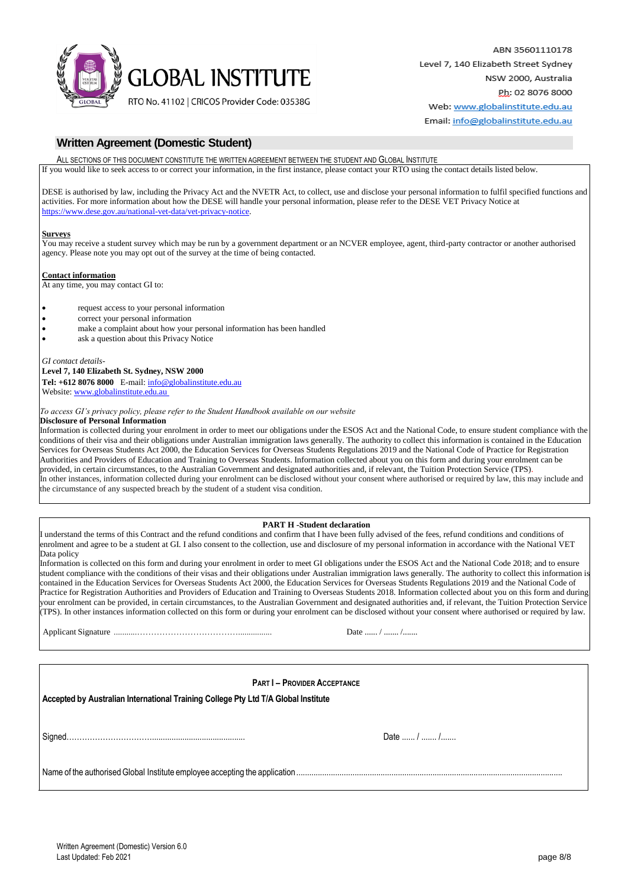GLOBAL INSTITUTE

RTO No. 41102 | CRICOS Provider Code: 03538G

ABN 35601110178
Level 7, 140 Elizabeth Street Sydney
NSW 2000, Australia
Ph: 02 8076 8000
Web: www.globalinstitute.edu.au
Email: info@globalinstitute.edu.au

## Written Agreement (Domestic Student)

ALL SECTIONS OF THIS DOCUMENT CONSTITUTE THE WRITTEN AGREEMENT BETWEEN THE STUDENT AND GLOBAL INSTITUTE

If you would like to seek access to or correct your information, in the first instance, please contact your RTO using the contact details listed below.

DESE is authorised by law, including the Privacy Act and the NVETR Act, to collect, use and disclose your personal information to fulfil specified functions and activities. For more information about how the DESE will handle your personal information, please refer to the DESE VET Privacy Notice at https://www.dese.gov.au/national-vet-data/vet-privacy-notice.

**Surveys**

You may receive a student survey which may be run by a government department or an NCVER employee, agent, third-party contractor or another authorised agency. Please note you may opt out of the survey at the time of being contacted.

**Contact information**

At any time, you may contact GI to:

- request access to your personal information
- correct your personal information
- make a complaint about how your personal information has been handled
- ask a question about this Privacy Notice

*GI contact details-*

**Level 7, 140 Elizabeth St. Sydney, NSW 2000**

**Tel: +612 8076 8000** E-mail: info@globalinstitute.edu.au

Website: www.globalinstitute.edu.au

*To access GI's privacy policy, please refer to the Student Handbook available on our website*

**Disclosure of Personal Information**

Information is collected during your enrolment in order to meet our obligations under the ESOS Act and the National Code, to ensure student compliance with the conditions of their visa and their obligations under Australian immigration laws generally. The authority to collect this information is contained in the Education Services for Overseas Students Act 2000, the Education Services for Overseas Students Regulations 2019 and the National Code of Practice for Registration Authorities and Providers of Education and Training to Overseas Students. Information collected about you on this form and during your enrolment can be provided, in certain circumstances, to the Australian Government and designated authorities and, if relevant, the Tuition Protection Service (TPS).
In other instances, information collected during your enrolment can be disclosed without your consent where authorised or required by law, this may include and the circumstance of any suspected breach by the student of a student visa condition.

**PART H -Student declaration**

I understand the terms of this Contract and the refund conditions and confirm that I have been fully advised of the fees, refund conditions and conditions of enrolment and agree to be a student at GI. I also consent to the collection, use and disclosure of my personal information in accordance with the National VET Data policy

Information is collected on this form and during your enrolment in order to meet GI obligations under the ESOS Act and the National Code 2018; and to ensure student compliance with the conditions of their visas and their obligations under Australian immigration laws generally. The authority to collect this information is contained in the Education Services for Overseas Students Act 2000, the Education Services for Overseas Students Regulations 2019 and the National Code of Practice for Registration Authorities and Providers of Education and Training to Overseas Students 2018. Information collected about you on this form and during your enrolment can be provided, in certain circumstances, to the Australian Government and designated authorities and, if relevant, the Tuition Protection Service (TPS). In other instances information collected on this form or during your enrolment can be disclosed without your consent where authorised or required by law.

Applicant Signature ...........…………………………………................ Date ...... / ....... /.......

**PART I – PROVIDER ACCEPTANCE**

**Accepted by Australian International Training College Pty Ltd T/A Global Institute**

Signed……………………………........................................... Date ...... / ....... /.......

Name of the authorised Global Institute employee accepting the application .........................................................................................................................

Written Agreement (Domestic) Version 6.0
Last Updated: Feb 2021